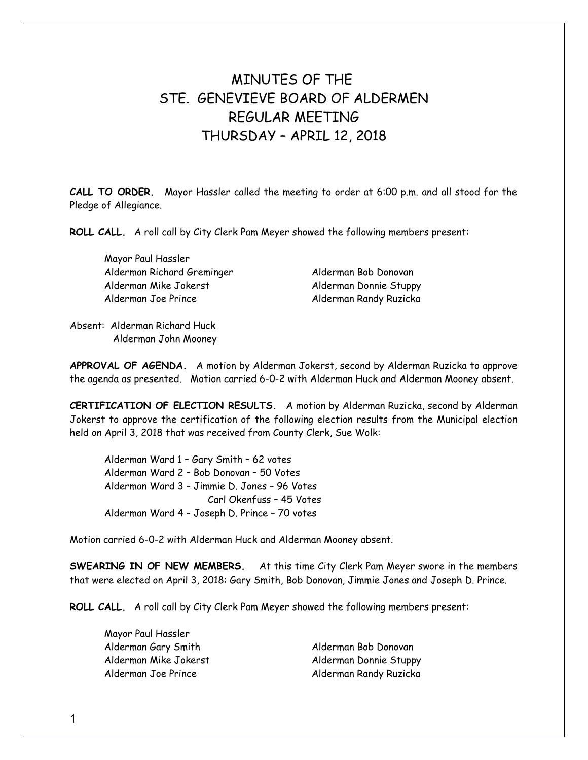# MINUTES OF THE
# STE. GENEVIEVE BOARD OF ALDERMEN
# REGULAR MEETING
# THURSDAY – APRIL 12, 2018

**CALL TO ORDER.** Mayor Hassler called the meeting to order at 6:00 p.m. and all stood for the Pledge of Allegiance.

**ROLL CALL.** A roll call by City Clerk Pam Meyer showed the following members present:

Mayor Paul Hassler
Alderman Richard Greminger
Alderman Bob Donovan
Alderman Mike Jokerst
Alderman Donnie Stuppy
Alderman Joe Prince
Alderman Randy Ruzicka

Absent: Alderman Richard Huck
Alderman John Mooney

**APPROVAL OF AGENDA.** A motion by Alderman Jokerst, second by Alderman Ruzicka to approve the agenda as presented. Motion carried 6-0-2 with Alderman Huck and Alderman Mooney absent.

**CERTIFICATION OF ELECTION RESULTS.** A motion by Alderman Ruzicka, second by Alderman Jokerst to approve the certification of the following election results from the Municipal election held on April 3, 2018 that was received from County Clerk, Sue Wolk:

Alderman Ward 1 – Gary Smith – 62 votes
Alderman Ward 2 – Bob Donovan – 50 Votes
Alderman Ward 3 – Jimmie D. Jones – 96 Votes
Carl Okenfuss – 45 Votes
Alderman Ward 4 – Joseph D. Prince – 70 votes

Motion carried 6-0-2 with Alderman Huck and Alderman Mooney absent.

**SWEARING IN OF NEW MEMBERS.** At this time City Clerk Pam Meyer swore in the members that were elected on April 3, 2018: Gary Smith, Bob Donovan, Jimmie Jones and Joseph D. Prince.

**ROLL CALL.** A roll call by City Clerk Pam Meyer showed the following members present:

Mayor Paul Hassler
Alderman Gary Smith
Alderman Bob Donovan
Alderman Mike Jokerst
Alderman Donnie Stuppy
Alderman Joe Prince
Alderman Randy Ruzicka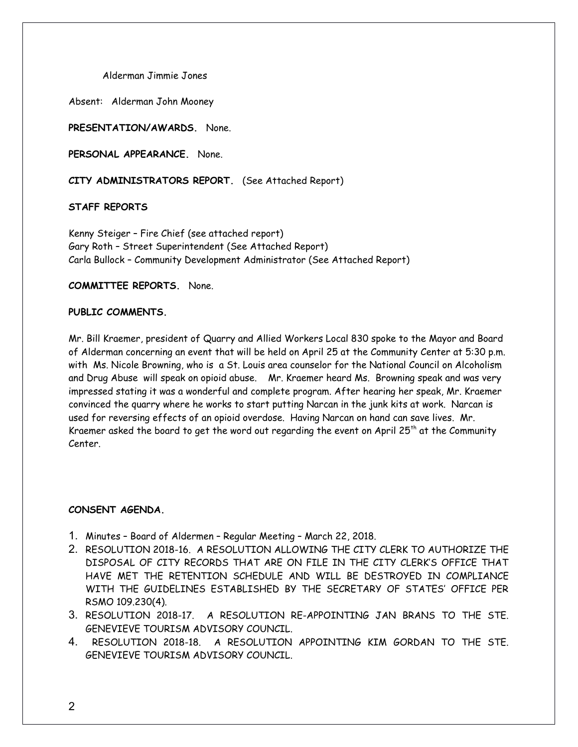Alderman Jimmie Jones

Absent: Alderman John Mooney

**PRESENTATION/AWARDS.** None.

**PERSONAL APPEARANCE.** None.

**CITY ADMINISTRATORS REPORT.** (See Attached Report)

**STAFF REPORTS**

Kenny Steiger – Fire Chief (see attached report)
Gary Roth – Street Superintendent (See Attached Report)
Carla Bullock – Community Development Administrator (See Attached Report)

**COMMITTEE REPORTS.** None.

**PUBLIC COMMENTS.**

Mr. Bill Kraemer, president of Quarry and Allied Workers Local 830 spoke to the Mayor and Board of Alderman concerning an event that will be held on April 25 at the Community Center at 5:30 p.m. with Ms. Nicole Browning, who is a St. Louis area counselor for the National Council on Alcoholism and Drug Abuse will speak on opioid abuse. Mr. Kraemer heard Ms. Browning speak and was very impressed stating it was a wonderful and complete program. After hearing her speak, Mr. Kraemer convinced the quarry where he works to start putting Narcan in the junk kits at work. Narcan is used for reversing effects of an opioid overdose. Having Narcan on hand can save lives. Mr. Kraemer asked the board to get the word out regarding the event on April 25th at the Community Center.

**CONSENT AGENDA.**

1. Minutes – Board of Aldermen – Regular Meeting – March 22, 2018.
2. RESOLUTION 2018-16. A RESOLUTION ALLOWING THE CITY CLERK TO AUTHORIZE THE DISPOSAL OF CITY RECORDS THAT ARE ON FILE IN THE CITY CLERK'S OFFICE THAT HAVE MET THE RETENTION SCHEDULE AND WILL BE DESTROYED IN COMPLIANCE WITH THE GUIDELINES ESTABLISHED BY THE SECRETARY OF STATES' OFFICE PER RSMO 109.230(4).
3. RESOLUTION 2018-17. A RESOLUTION RE-APPOINTING JAN BRANS TO THE STE. GENEVIEVE TOURISM ADVISORY COUNCIL.
4. RESOLUTION 2018-18. A RESOLUTION APPOINTING KIM GORDAN TO THE STE. GENEVIEVE TOURISM ADVISORY COUNCIL.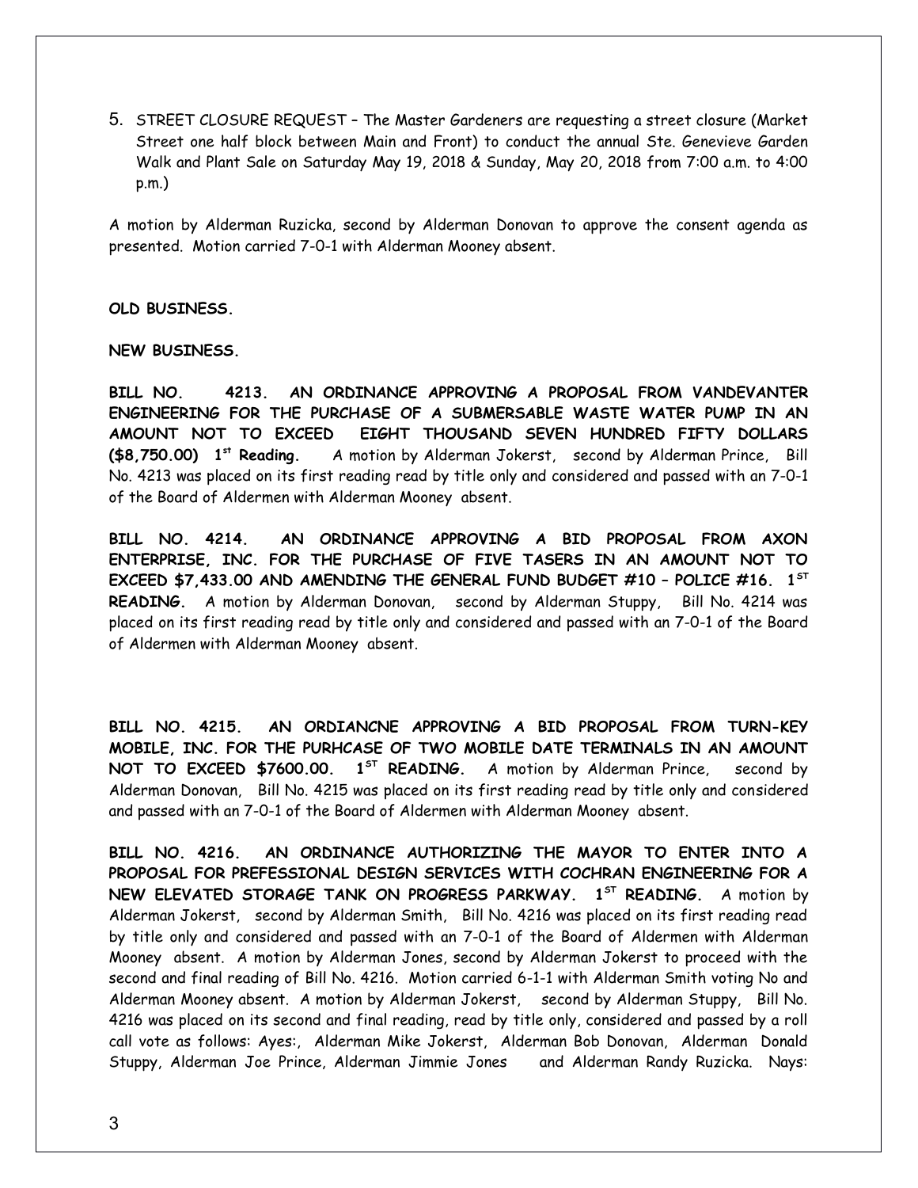5. STREET CLOSURE REQUEST – The Master Gardeners are requesting a street closure (Market Street one half block between Main and Front) to conduct the annual Ste. Genevieve Garden Walk and Plant Sale on Saturday May 19, 2018 & Sunday, May 20, 2018 from 7:00 a.m. to 4:00 p.m.)

A motion by Alderman Ruzicka, second by Alderman Donovan to approve the consent agenda as presented. Motion carried 7-0-1 with Alderman Mooney absent.

**OLD BUSINESS.**

**NEW BUSINESS.**

**BILL NO. 4213. AN ORDINANCE APPROVING A PROPOSAL FROM VANDEVANTER ENGINEERING FOR THE PURCHASE OF A SUBMERSABLE WASTE WATER PUMP IN AN AMOUNT NOT TO EXCEED EIGHT THOUSAND SEVEN HUNDRED FIFTY DOLLARS ($8,750.00) 1st Reading.** A motion by Alderman Jokerst, second by Alderman Prince, Bill No. 4213 was placed on its first reading read by title only and considered and passed with an 7-0-1 of the Board of Aldermen with Alderman Mooney absent.

**BILL NO. 4214. AN ORDINANCE APPROVING A BID PROPOSAL FROM AXON ENTERPRISE, INC. FOR THE PURCHASE OF FIVE TASERS IN AN AMOUNT NOT TO EXCEED $7,433.00 AND AMENDING THE GENERAL FUND BUDGET #10 – POLICE #16. 1ST READING.** A motion by Alderman Donovan, second by Alderman Stuppy, Bill No. 4214 was placed on its first reading read by title only and considered and passed with an 7-0-1 of the Board of Aldermen with Alderman Mooney absent.

**BILL NO. 4215. AN ORDIANCNE APPROVING A BID PROPOSAL FROM TURN-KEY MOBILE, INC. FOR THE PURHCASE OF TWO MOBILE DATE TERMINALS IN AN AMOUNT NOT TO EXCEED $7600.00. 1ST READING.** A motion by Alderman Prince, second by Alderman Donovan, Bill No. 4215 was placed on its first reading read by title only and considered and passed with an 7-0-1 of the Board of Aldermen with Alderman Mooney absent.

**BILL NO. 4216. AN ORDINANCE AUTHORIZING THE MAYOR TO ENTER INTO A PROPOSAL FOR PREFESSIONAL DESIGN SERVICES WITH COCHRAN ENGINEERING FOR A NEW ELEVATED STORAGE TANK ON PROGRESS PARKWAY. 1ST READING.** A motion by Alderman Jokerst, second by Alderman Smith, Bill No. 4216 was placed on its first reading read by title only and considered and passed with an 7-0-1 of the Board of Aldermen with Alderman Mooney absent. A motion by Alderman Jones, second by Alderman Jokerst to proceed with the second and final reading of Bill No. 4216. Motion carried 6-1-1 with Alderman Smith voting No and Alderman Mooney absent. A motion by Alderman Jokerst, second by Alderman Stuppy, Bill No. 4216 was placed on its second and final reading, read by title only, considered and passed by a roll call vote as follows: Ayes:, Alderman Mike Jokerst, Alderman Bob Donovan, Alderman Donald Stuppy, Alderman Joe Prince, Alderman Jimmie Jones and Alderman Randy Ruzicka. Nays: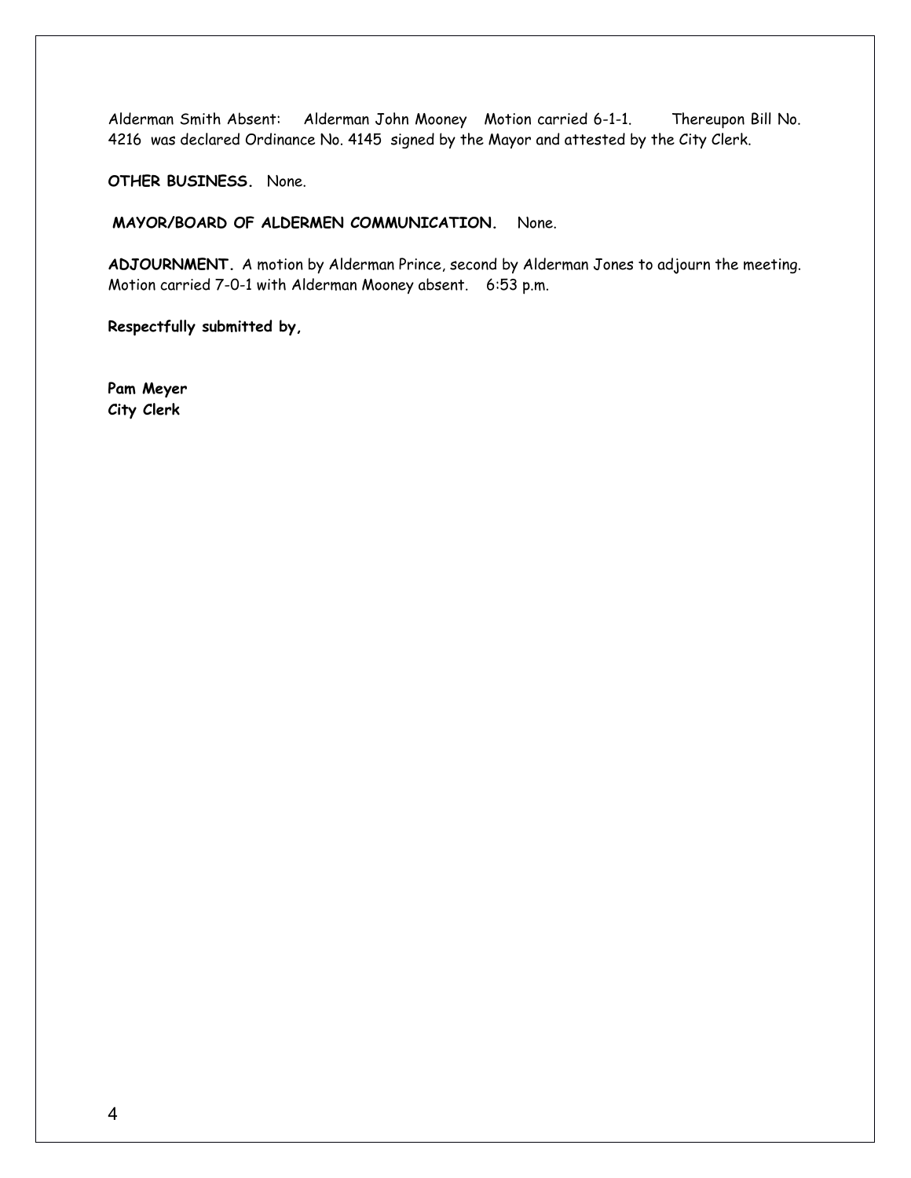Alderman Smith Absent: Alderman John Mooney Motion carried 6-1-1. Thereupon Bill No. 4216 was declared Ordinance No. 4145 signed by the Mayor and attested by the City Clerk.

**OTHER BUSINESS.** None.

**MAYOR/BOARD OF ALDERMEN COMMUNICATION.** None.

**ADJOURNMENT.** A motion by Alderman Prince, second by Alderman Jones to adjourn the meeting. Motion carried 7-0-1 with Alderman Mooney absent. 6:53 p.m.

**Respectfully submitted by,**

**Pam Meyer**
**City Clerk**